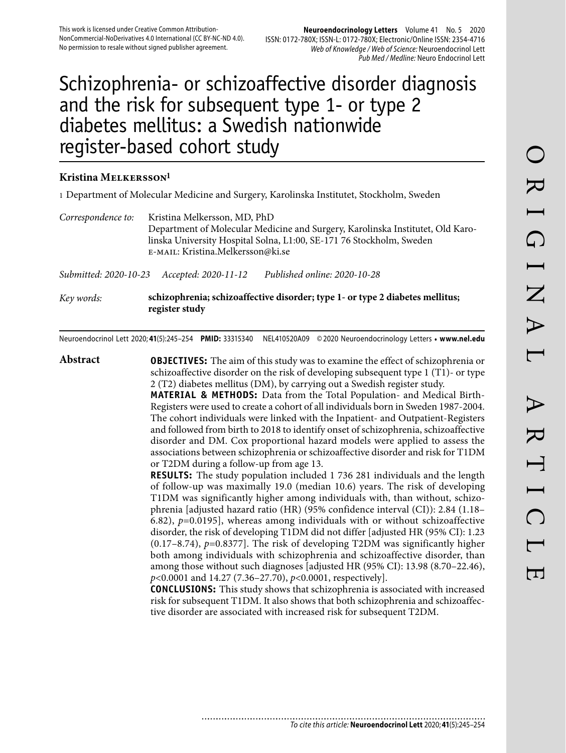This work is licensed under Creative Common Attribution-NonCommercial-NoDerivatives 4.0 International (CC BY-NC-ND 4.0). No permission to resale without signed publisher agreement.

# Schizophrenia- or schizoaffective disorder diagnosis and the risk for subsequent type 1- or type 2 diabetes mellitus: a Swedish nationwide register-based cohort study

**Kristina Melkersson**[1]

1 Department of Molecular Medicine and Surgery, Karolinska Institutet, Stockholm, Sweden

*Correspondence to:* Kristina Melkersson, MD, PhD
Department of Molecular Medicine and Surgery, Karolinska Institutet, Old Karolinska University Hospital Solna, L1:00, SE-171 76 Stockholm, Sweden
e-mail: Kristina.Melkersson@ki.se

*Submitted: 2020-10-23* *Accepted: 2020-11-12* *Published online: 2020-10-28*

*Key words:* **schizophrenia; schizoaffective disorder; type 1- or type 2 diabetes mellitus; register study**

Neuroendocrinol Lett 2020; **41**(5):245–254 **PMID:** 33315340 NEL410520A09 © 2020 Neuroendocrinology Letters • **www.nel.edu**

## Abstract

**OBJECTIVES:** The aim of this study was to examine the effect of schizophrenia or schizoaffective disorder on the risk of developing subsequent type 1 (T1)- or type 2 (T2) diabetes mellitus (DM), by carrying out a Swedish register study.

**MATERIAL & METHODS:** Data from the Total Population- and Medical Birth-Registers were used to create a cohort of all individuals born in Sweden 1987-2004. The cohort individuals were linked with the Inpatient- and Outpatient-Registers and followed from birth to 2018 to identify onset of schizophrenia, schizoaffective disorder and DM. Cox proportional hazard models were applied to assess the associations between schizophrenia or schizoaffective disorder and risk for T1DM or T2DM during a follow-up from age 13.

**RESULTS:** The study population included 1 736 281 individuals and the length of follow-up was maximally 19.0 (median 10.6) years. The risk of developing T1DM was significantly higher among individuals with, than without, schizophrenia [adjusted hazard ratio (HR) (95% confidence interval (CI)): 2.84 (1.18–6.82), $p$=0.0195], whereas among individuals with or without schizoaffective disorder, the risk of developing T1DM did not differ [adjusted HR (95% CI): 1.23 (0.17–8.74), $p$=0.8377]. The risk of developing T2DM was significantly higher both among individuals with schizophrenia and schizoaffective disorder, than among those without such diagnoses [adjusted HR (95% CI): 13.98 (8.70–22.46), $p$<0.0001 and 14.27 (7.36–27.70), $p$<0.0001, respectively].

**CONCLUSIONS:** This study shows that schizophrenia is associated with increased risk for subsequent T1DM. It also shows that both schizophrenia and schizoaffective disorder are associated with increased risk for subsequent T2DM.

*To cite this article:* **Neuroendocrinol Lett** 2020; **41**(5):245–254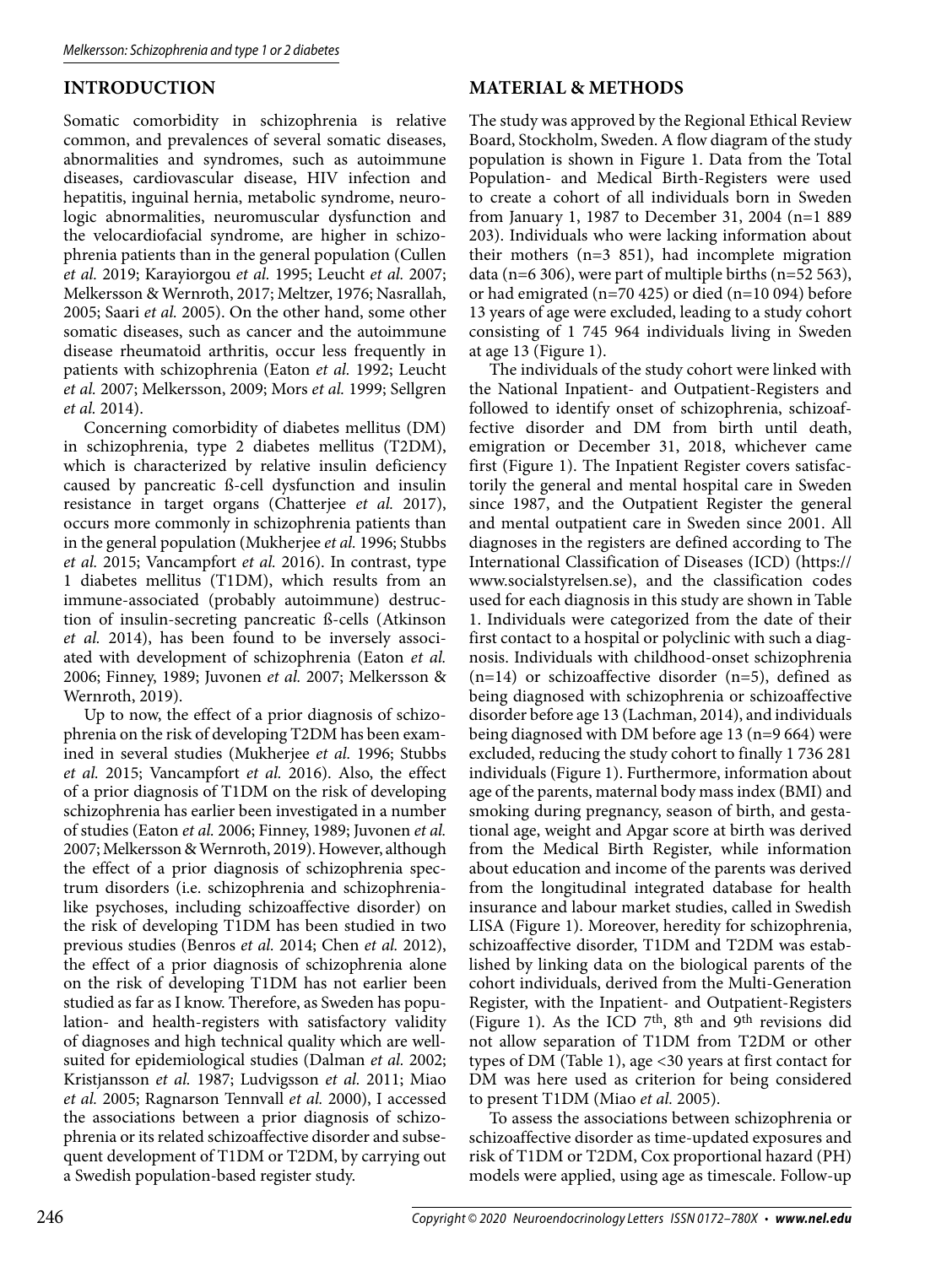## INTRODUCTION

Somatic comorbidity in schizophrenia is relative common, and prevalences of several somatic diseases, abnormalities and syndromes, such as autoimmune diseases, cardiovascular disease, HIV infection and hepatitis, inguinal hernia, metabolic syndrome, neurologic abnormalities, neuromuscular dysfunction and the velocardiofacial syndrome, are higher in schizophrenia patients than in the general population (Cullen *et al.* 2019; Karayiorgou *et al.* 1995; Leucht *et al.* 2007; Melkersson & Wernroth, 2017; Meltzer, 1976; Nasrallah, 2005; Saari *et al.* 2005). On the other hand, some other somatic diseases, such as cancer and the autoimmune disease rheumatoid arthritis, occur less frequently in patients with schizophrenia (Eaton *et al.* 1992; Leucht *et al.* 2007; Melkersson, 2009; Mors *et al.* 1999; Sellgren *et al.* 2014).

Concerning comorbidity of diabetes mellitus (DM) in schizophrenia, type 2 diabetes mellitus (T2DM), which is characterized by relative insulin deficiency caused by pancreatic ß-cell dysfunction and insulin resistance in target organs (Chatterjee *et al.* 2017), occurs more commonly in schizophrenia patients than in the general population (Mukherjee *et al.* 1996; Stubbs *et al.* 2015; Vancampfort *et al.* 2016). In contrast, type 1 diabetes mellitus (T1DM), which results from an immune-associated (probably autoimmune) destruction of insulin-secreting pancreatic ß-cells (Atkinson *et al.* 2014), has been found to be inversely associated with development of schizophrenia (Eaton *et al.* 2006; Finney, 1989; Juvonen *et al.* 2007; Melkersson & Wernroth, 2019).

Up to now, the effect of a prior diagnosis of schizophrenia on the risk of developing T2DM has been examined in several studies (Mukherjee *et al.* 1996; Stubbs *et al.* 2015; Vancampfort *et al.* 2016). Also, the effect of a prior diagnosis of T1DM on the risk of developing schizophrenia has earlier been investigated in a number of studies (Eaton *et al.* 2006; Finney, 1989; Juvonen *et al.* 2007; Melkersson & Wernroth, 2019). However, although the effect of a prior diagnosis of schizophrenia spectrum disorders (i.e. schizophrenia and schizophrenia-like psychoses, including schizoaffective disorder) on the risk of developing T1DM has been studied in two previous studies (Benros *et al.* 2014; Chen *et al.* 2012), the effect of a prior diagnosis of schizophrenia alone on the risk of developing T1DM has not earlier been studied as far as I know. Therefore, as Sweden has population- and health-registers with satisfactory validity of diagnoses and high technical quality which are well-suited for epidemiological studies (Dalman *et al.* 2002; Kristjansson *et al.* 1987; Ludvigsson *et al.* 2011; Miao *et al.* 2005; Ragnarson Tennvall *et al.* 2000), I accessed the associations between a prior diagnosis of schizophrenia or its related schizoaffective disorder and subsequent development of T1DM or T2DM, by carrying out a Swedish population-based register study.

## MATERIAL & METHODS

The study was approved by the Regional Ethical Review Board, Stockholm, Sweden. A flow diagram of the study population is shown in Figure 1. Data from the Total Population- and Medical Birth-Registers were used to create a cohort of all individuals born in Sweden from January 1, 1987 to December 31, 2004 (n=1 889 203). Individuals who were lacking information about their mothers (n=3 851), had incomplete migration data (n=6 306), were part of multiple births (n=52 563), or had emigrated (n=70 425) or died (n=10 094) before 13 years of age were excluded, leading to a study cohort consisting of 1 745 964 individuals living in Sweden at age 13 (Figure 1).

The individuals of the study cohort were linked with the National Inpatient- and Outpatient-Registers and followed to identify onset of schizophrenia, schizoaffective disorder and DM from birth until death, emigration or December 31, 2018, whichever came first (Figure 1). The Inpatient Register covers satisfactorily the general and mental hospital care in Sweden since 1987, and the Outpatient Register the general and mental outpatient care in Sweden since 2001. All diagnoses in the registers are defined according to The International Classification of Diseases (ICD) (https://www.socialstyrelsen.se), and the classification codes used for each diagnosis in this study are shown in Table 1. Individuals were categorized from the date of their first contact to a hospital or polyclinic with such a diagnosis. Individuals with childhood-onset schizophrenia (n=14) or schizoaffective disorder (n=5), defined as being diagnosed with schizophrenia or schizoaffective disorder before age 13 (Lachman, 2014), and individuals being diagnosed with DM before age 13 (n=9 664) were excluded, reducing the study cohort to finally 1 736 281 individuals (Figure 1). Furthermore, information about age of the parents, maternal body mass index (BMI) and smoking during pregnancy, season of birth, and gestational age, weight and Apgar score at birth was derived from the Medical Birth Register, while information about education and income of the parents was derived from the longitudinal integrated database for health insurance and labour market studies, called in Swedish LISA (Figure 1). Moreover, heredity for schizophrenia, schizoaffective disorder, T1DM and T2DM was established by linking data on the biological parents of the cohort individuals, derived from the Multi-Generation Register, with the Inpatient- and Outpatient-Registers (Figure 1). As the ICD 7th, 8th and 9th revisions did not allow separation of T1DM from T2DM or other types of DM (Table 1), age <30 years at first contact for DM was here used as criterion for being considered to present T1DM (Miao *et al.* 2005).

To assess the associations between schizophrenia or schizoaffective disorder as time-updated exposures and risk of T1DM or T2DM, Cox proportional hazard (PH) models were applied, using age as timescale. Follow-up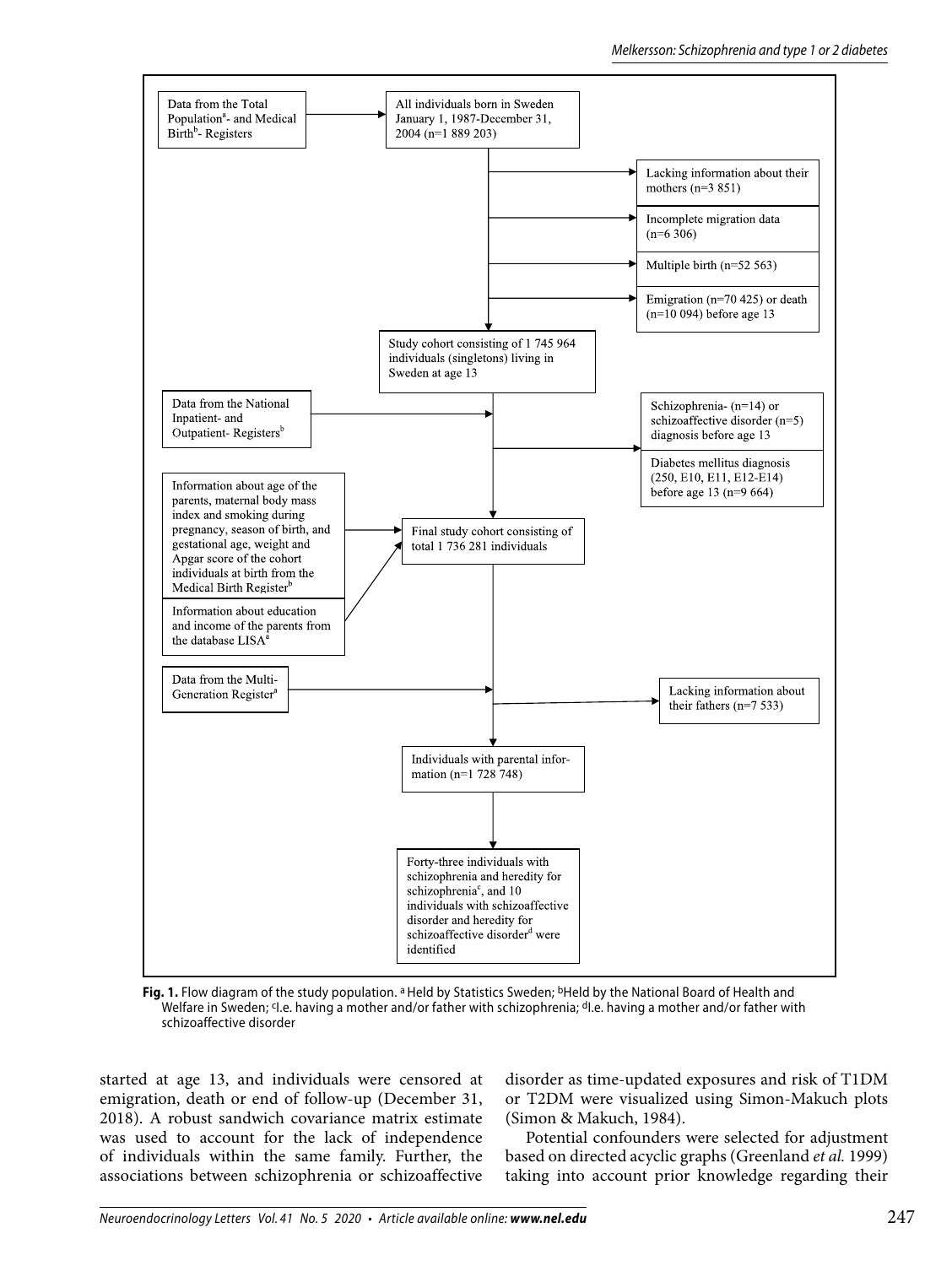Data from the Total Population[a]- and Medical Birth[b]- Registers

All individuals born in Sweden January 1, 1987-December 31, 2004 (n=1 889 203)

Lacking information about their mothers (n=3 851)

Incomplete migration data (n=6 306)

Multiple birth (n=52 563)

Emigration (n=70 425) or death (n=10 094) before age 13

Study cohort consisting of 1 745 964 individuals (singletons) living in Sweden at age 13

Data from the National Inpatient- and Outpatient- Registers[b]

Schizophrenia- (n=14) or schizoaffective disorder (n=5) diagnosis before age 13

Diabetes mellitus diagnosis (250, E10, E11, E12-E14) before age 13 (n=9 664)

Information about age of the parents, maternal body mass index and smoking during pregnancy, season of birth, and gestational age, weight and Apgar score of the cohort individuals at birth from the Medical Birth Register[b]

Information about education and income of the parents from the database LISA[a]

Final study cohort consisting of total 1 736 281 individuals

Data from the Multi-Generation Register[a]

Lacking information about their fathers (n=7 533)

Individuals with parental information (n=1 728 748)

Forty-three individuals with schizophrenia and heredity for schizophrenia[c], and 10 individuals with schizoaffective disorder and heredity for schizoaffective disorder[d] were identified

**Fig. 1.** Flow diagram of the study population. [a] Held by Statistics Sweden; [b]Held by the National Board of Health and Welfare in Sweden; [c]I.e. having a mother and/or father with schizophrenia; [d]I.e. having a mother and/or father with schizoaffective disorder

started at age 13, and individuals were censored at emigration, death or end of follow-up (December 31, 2018). A robust sandwich covariance matrix estimate was used to account for the lack of independence of individuals within the same family. Further, the associations between schizophrenia or schizoaffective disorder as time-updated exposures and risk of T1DM or T2DM were visualized using Simon-Makuch plots (Simon & Makuch, 1984).

Potential confounders were selected for adjustment based on directed acyclic graphs (Greenland *et al.* 1999) taking into account prior knowledge regarding their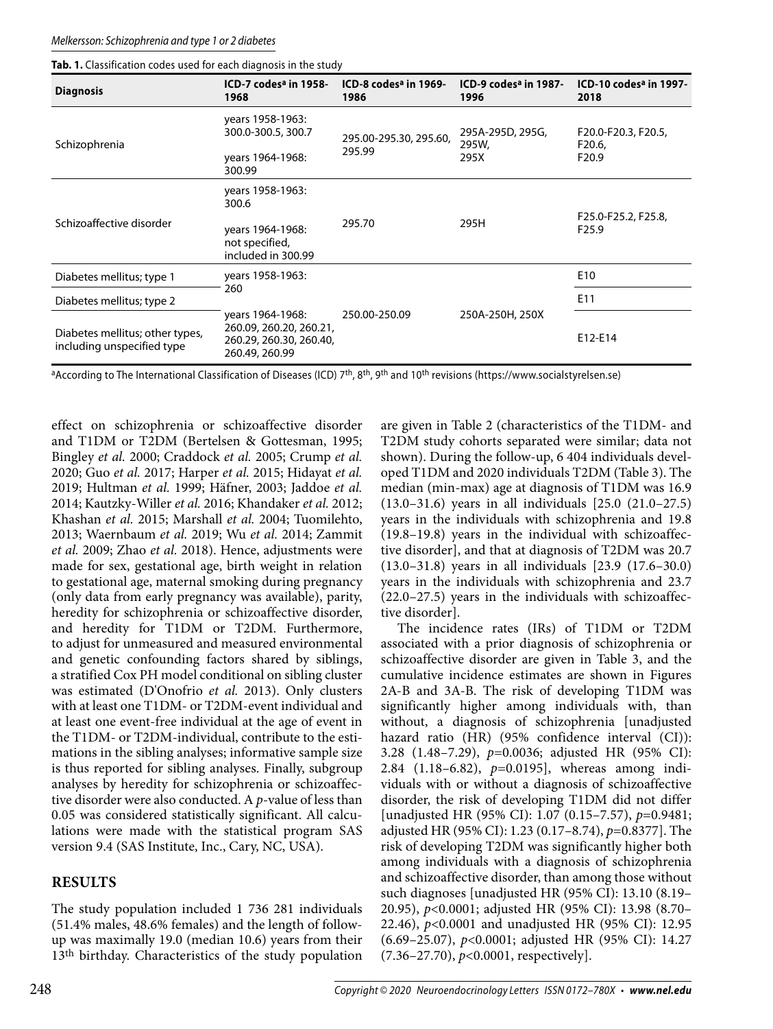**Tab. 1.** Classification codes used for each diagnosis in the study

| Diagnosis | ICD-7 codes[a] in 1958-1968 | ICD-8 codes[a] in 1969-1986 | ICD-9 codes[a] in 1987-1996 | ICD-10 codes[a] in 1997-2018 |
|---|---|---|---|---|
| Schizophrenia | years 1958-1963: 300.0-300.5, 300.7<br>years 1964-1968: 300.99 | 295.00-295.30, 295.60, 295.99 | 295A-295D, 295G, 295W, 295X | F20.0-F20.3, F20.5, F20.6, F20.9 |
| Schizoaffective disorder | years 1958-1963: 300.6<br>years 1964-1968: not specified, included in 300.99 | 295.70 | 295H | F25.0-F25.2, F25.8, F25.9 |
| Diabetes mellitus; type 1 | years 1958-1963: 260<br>years 1964-1968: 260.09, 260.20, 260.21, 260.29, 260.30, 260.40, 260.49, 260.99 | 250.00-250.09 | 250A-250H, 250X | E10 |
| Diabetes mellitus; type 2 | | | | E11 |
| Diabetes mellitus; other types, including unspecified type | | | | E12-E14 |

[a]According to The International Classification of Diseases (ICD) 7th, 8th, 9th and 10th revisions (https://www.socialstyrelsen.se)

effect on schizophrenia or schizoaffective disorder and T1DM or T2DM (Bertelsen & Gottesman, 1995; Bingley *et al.* 2000; Craddock *et al.* 2005; Crump *et al.* 2020; Guo *et al.* 2017; Harper *et al.* 2015; Hidayat *et al.* 2019; Hultman *et al.* 1999; Häfner, 2003; Jaddoe *et al.* 2014; Kautzky-Willer *et al.* 2016; Khandaker *et al.* 2012; Khashan *et al.* 2015; Marshall *et al.* 2004; Tuomilehto, 2013; Waernbaum *et al.* 2019; Wu *et al.* 2014; Zammit *et al.* 2009; Zhao *et al.* 2018). Hence, adjustments were made for sex, gestational age, birth weight in relation to gestational age, maternal smoking during pregnancy (only data from early pregnancy was available), parity, heredity for schizophrenia or schizoaffective disorder, and heredity for T1DM or T2DM. Furthermore, to adjust for unmeasured and measured environmental and genetic confounding factors shared by siblings, a stratified Cox PH model conditional on sibling cluster was estimated (D'Onofrio *et al.* 2013). Only clusters with at least one T1DM- or T2DM-event individual and at least one event-free individual at the age of event in the T1DM- or T2DM-individual, contribute to the estimations in the sibling analyses; informative sample size is thus reported for sibling analyses. Finally, subgroup analyses by heredity for schizophrenia or schizoaffective disorder were also conducted. A *p*-value of less than 0.05 was considered statistically significant. All calculations were made with the statistical program SAS version 9.4 (SAS Institute, Inc., Cary, NC, USA).

## RESULTS

The study population included 1 736 281 individuals (51.4% males, 48.6% females) and the length of follow-up was maximally 19.0 (median 10.6) years from their 13th birthday. Characteristics of the study population are given in Table 2 (characteristics of the T1DM- and T2DM study cohorts separated were similar; data not shown). During the follow-up, 6 404 individuals developed T1DM and 2020 individuals T2DM (Table 3). The median (min-max) age at diagnosis of T1DM was 16.9 (13.0–31.6) years in all individuals [25.0 (21.0–27.5) years in the individuals with schizophrenia and 19.8 (19.8–19.8) years in the individual with schizoaffective disorder], and that at diagnosis of T2DM was 20.7 (13.0–31.8) years in all individuals [23.9 (17.6–30.0) years in the individuals with schizophrenia and 23.7 (22.0–27.5) years in the individuals with schizoaffective disorder].

The incidence rates (IRs) of T1DM or T2DM associated with a prior diagnosis of schizophrenia or schizoaffective disorder are given in Table 3, and the cumulative incidence estimates are shown in Figures 2A-B and 3A-B. The risk of developing T1DM was significantly higher among individuals with, than without, a diagnosis of schizophrenia [unadjusted hazard ratio (HR) (95% confidence interval (CI)): 3.28 (1.48–7.29), $p$=0.0036; adjusted HR (95% CI): 2.84 (1.18–6.82), $p$=0.0195], whereas among individuals with or without a diagnosis of schizoaffective disorder, the risk of developing T1DM did not differ [unadjusted HR (95% CI): 1.07 (0.15–7.57), $p$=0.9481; adjusted HR (95% CI): 1.23 (0.17–8.74), $p$=0.8377]. The risk of developing T2DM was significantly higher both among individuals with a diagnosis of schizophrenia and schizoaffective disorder, than among those without such diagnoses [unadjusted HR (95% CI): 13.10 (8.19–20.95), $p$<0.0001; adjusted HR (95% CI): 13.98 (8.70–22.46), $p$<0.0001 and unadjusted HR (95% CI): 12.95 (6.69–25.07), $p$<0.0001; adjusted HR (95% CI): 14.27 (7.36–27.70), $p$<0.0001, respectively].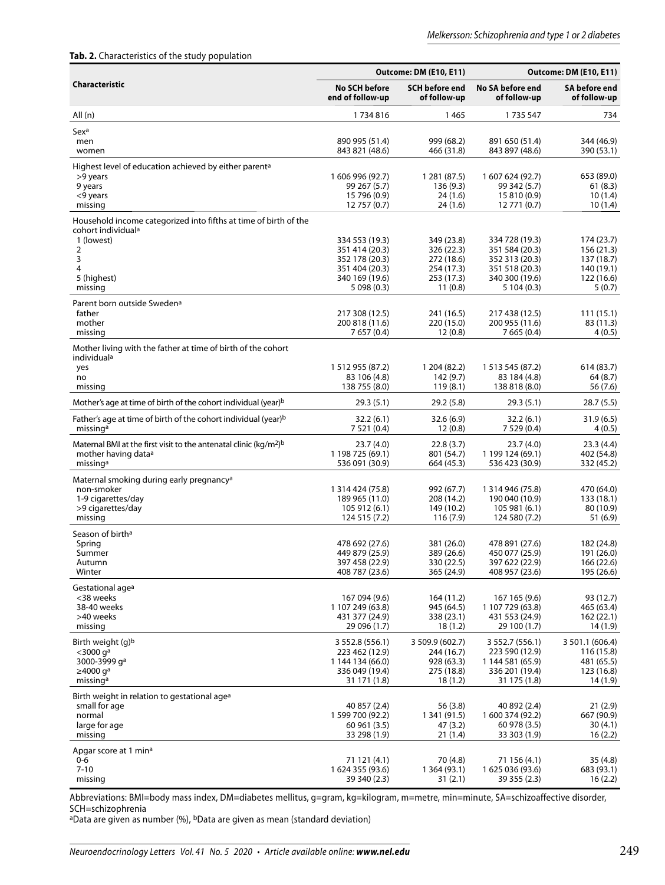**Tab. 2.** Characteristics of the study population

| Characteristic | Outcome: DM (E10, E11) | | Outcome: DM (E10, E11) | |
|---|---|---|---|---|
| | No SCH before end of follow-up | SCH before end of follow-up | No SA before end of follow-up | SA before end of follow-up |
| All (n) | 1 734 816 | 1 465 | 1 735 547 | 734 |
| Sex[a] | | | | |
| men | 890 995 (51.4) | 999 (68.2) | 891 650 (51.4) | 344 (46.9) |
| women | 843 821 (48.6) | 466 (31.8) | 843 897 (48.6) | 390 (53.1) |
| Highest level of education achieved by either parent[a] | | | | |
| >9 years | 1 606 996 (92.7) | 1 281 (87.5) | 1 607 624 (92.7) | 653 (89.0) |
| 9 years | 99 267 (5.7) | 136 (9.3) | 99 342 (5.7) | 61 (8.3) |
| <9 years | 15 796 (0.9) | 24 (1.6) | 15 810 (0.9) | 10 (1.4) |
| missing | 12 757 (0.7) | 24 (1.6) | 12 771 (0.7) | 10 (1.4) |
| Household income categorized into fifths at time of birth of the cohort individual[a] | | | | |
| 1 (lowest) | 334 553 (19.3) | 349 (23.8) | 334 728 (19.3) | 174 (23.7) |
| 2 | 351 414 (20.3) | 326 (22.3) | 351 584 (20.3) | 156 (21.3) |
| 3 | 352 178 (20.3) | 272 (18.6) | 352 313 (20.3) | 137 (18.7) |
| 4 | 351 404 (20.3) | 254 (17.3) | 351 518 (20.3) | 140 (19.1) |
| 5 (highest) | 340 169 (19.6) | 253 (17.3) | 340 300 (19.6) | 122 (16.6) |
| missing | 5 098 (0.3) | 11 (0.8) | 5 104 (0.3) | 5 (0.7) |
| Parent born outside Sweden[a] | | | | |
| father | 217 308 (12.5) | 241 (16.5) | 217 438 (12.5) | 111 (15.1) |
| mother | 200 818 (11.6) | 220 (15.0) | 200 955 (11.6) | 83 (11.3) |
| missing | 7 657 (0.4) | 12 (0.8) | 7 665 (0.4) | 4 (0.5) |
| Mother living with the father at time of birth of the cohort individual[a] | | | | |
| yes | 1 512 955 (87.2) | 1 204 (82.2) | 1 513 545 (87.2) | 614 (83.7) |
| no | 83 106 (4.8) | 142 (9.7) | 83 184 (4.8) | 64 (8.7) |
| missing | 138 755 (8.0) | 119 (8.1) | 138 818 (8.0) | 56 (7.6) |
| Mother's age at time of birth of the cohort individual (year)[b] | 29.3 (5.1) | 29.2 (5.8) | 29.3 (5.1) | 28.7 (5.5) |
| Father's age at time of birth of the cohort individual (year)[b] | 32.2 (6.1) | 32.6 (6.9) | 32.2 (6.1) | 31.9 (6.5) |
| missing[a] | 7 521 (0.4) | 12 (0.8) | 7 529 (0.4) | 4 (0.5) |
| Maternal BMI at the first visit to the antenatal clinic (kg/m$^2$)[b] | 23.7 (4.0) | 22.8 (3.7) | 23.7 (4.0) | 23.3 (4.4) |
| mother having data[a] | 1 198 725 (69.1) | 801 (54.7) | 1 199 124 (69.1) | 402 (54.8) |
| missing[a] | 536 091 (30.9) | 664 (45.3) | 536 423 (30.9) | 332 (45.2) |
| Maternal smoking during early pregnancy[a] | | | | |
| non-smoker | 1 314 424 (75.8) | 992 (67.7) | 1 314 946 (75.8) | 470 (64.0) |
| 1-9 cigarettes/day | 189 965 (11.0) | 208 (14.2) | 190 040 (10.9) | 133 (18.1) |
| >9 cigarettes/day | 105 912 (6.1) | 149 (10.2) | 105 981 (6.1) | 80 (10.9) |
| missing | 124 515 (7.2) | 116 (7.9) | 124 580 (7.2) | 51 (6.9) |
| Season of birth[a] | | | | |
| Spring | 478 692 (27.6) | 381 (26.0) | 478 891 (27.6) | 182 (24.8) |
| Summer | 449 879 (25.9) | 389 (26.6) | 450 077 (25.9) | 191 (26.0) |
| Autumn | 397 458 (22.9) | 330 (22.5) | 397 622 (22.9) | 166 (22.6) |
| Winter | 408 787 (23.6) | 365 (24.9) | 408 957 (23.6) | 195 (26.6) |
| Gestational age[a] | | | | |
| <38 weeks | 167 094 (9.6) | 164 (11.2) | 167 165 (9.6) | 93 (12.7) |
| 38-40 weeks | 1 107 249 (63.8) | 945 (64.5) | 1 107 729 (63.8) | 465 (63.4) |
| >40 weeks | 431 377 (24.9) | 338 (23.1) | 431 553 (24.9) | 162 (22.1) |
| missing | 29 096 (1.7) | 18 (1.2) | 29 100 (1.7) | 14 (1.9) |
| Birth weight (g)[b] | 3 552.8 (556.1) | 3 509.9 (602.7) | 3 552.7 (556.1) | 3 501.1 (606.4) |
| <3000 g[a] | 223 462 (12.9) | 244 (16.7) | 223 590 (12.9) | 116 (15.8) |
| 3000-3999 g[a] | 1 144 134 (66.0) | 928 (63.3) | 1 144 581 (65.9) | 481 (65.5) |
| ≥4000 g[a] | 336 049 (19.4) | 275 (18.8) | 336 201 (19.4) | 123 (16.8) |
| missing[a] | 31 171 (1.8) | 18 (1.2) | 31 175 (1.8) | 14 (1.9) |
| Birth weight in relation to gestational age[a] | | | | |
| small for age | 40 857 (2.4) | 56 (3.8) | 40 892 (2.4) | 21 (2.9) |
| normal | 1 599 700 (92.2) | 1 341 (91.5) | 1 600 374 (92.2) | 667 (90.9) |
| large for age | 60 961 (3.5) | 47 (3.2) | 60 978 (3.5) | 30 (4.1) |
| missing | 33 298 (1.9) | 21 (1.4) | 33 303 (1.9) | 16 (2.2) |
| Apgar score at 1 min[a] | | | | |
| 0-6 | 71 121 (4.1) | 70 (4.8) | 71 156 (4.1) | 35 (4.8) |
| 7-10 | 1 624 355 (93.6) | 1 364 (93.1) | 1 625 036 (93.6) | 683 (93.1) |
| missing | 39 340 (2.3) | 31 (2.1) | 39 355 (2.3) | 16 (2.2) |

Abbreviations: BMI=body mass index, DM=diabetes mellitus, g=gram, kg=kilogram, m=metre, min=minute, SA=schizoaffective disorder, SCH=schizophrenia

[a]Data are given as number (%), [b]Data are given as mean (standard deviation)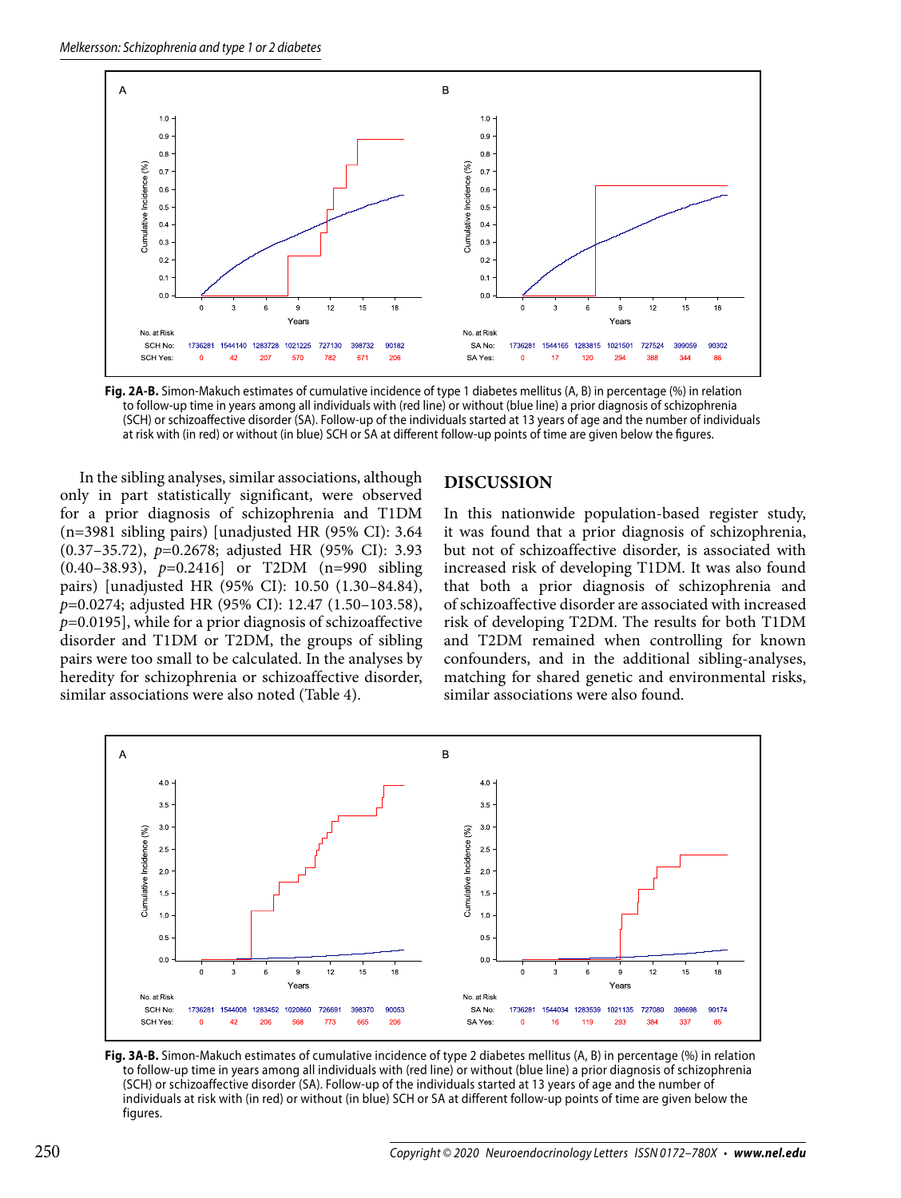Fig. 2A-B. Simon-Makuch estimates of cumulative incidence of type 1 diabetes mellitus (A, B) in percentage (%) in relation to follow-up time in years among all individuals with (red line) or without (blue line) a prior diagnosis of schizophrenia (SCH) or schizoaffective disorder (SA). Follow-up of the individuals started at 13 years of age and the number of individuals at risk with (in red) or without (in blue) SCH or SA at different follow-up points of time are given below the figures.

In the sibling analyses, similar associations, although only in part statistically significant, were observed for a prior diagnosis of schizophrenia and T1DM (n=3981 sibling pairs) [unadjusted HR (95% CI): 3.64 (0.37–35.72), *p*=0.2678; adjusted HR (95% CI): 3.93 (0.40–38.93), *p*=0.2416] or T2DM (n=990 sibling pairs) [unadjusted HR (95% CI): 10.50 (1.30–84.84), *p*=0.0274; adjusted HR (95% CI): 12.47 (1.50–103.58), *p*=0.0195], while for a prior diagnosis of schizoaffective disorder and T1DM or T2DM, the groups of sibling pairs were too small to be calculated. In the analyses by heredity for schizophrenia or schizoaffective disorder, similar associations were also noted (Table 4).

## DISCUSSION

In this nationwide population-based register study, it was found that a prior diagnosis of schizophrenia, but not of schizoaffective disorder, is associated with increased risk of developing T1DM. It was also found that both a prior diagnosis of schizophrenia and of schizoaffective disorder are associated with increased risk of developing T2DM. The results for both T1DM and T2DM remained when controlling for known confounders, and in the additional sibling-analyses, matching for shared genetic and environmental risks, similar associations were also found.

Fig. 3A-B. Simon-Makuch estimates of cumulative incidence of type 2 diabetes mellitus (A, B) in percentage (%) in relation to follow-up time in years among all individuals with (red line) or without (blue line) a prior diagnosis of schizophrenia (SCH) or schizoaffective disorder (SA). Follow-up of the individuals started at 13 years of age and the number of individuals at risk with (in red) or without (in blue) SCH or SA at different follow-up points of time are given below the figures.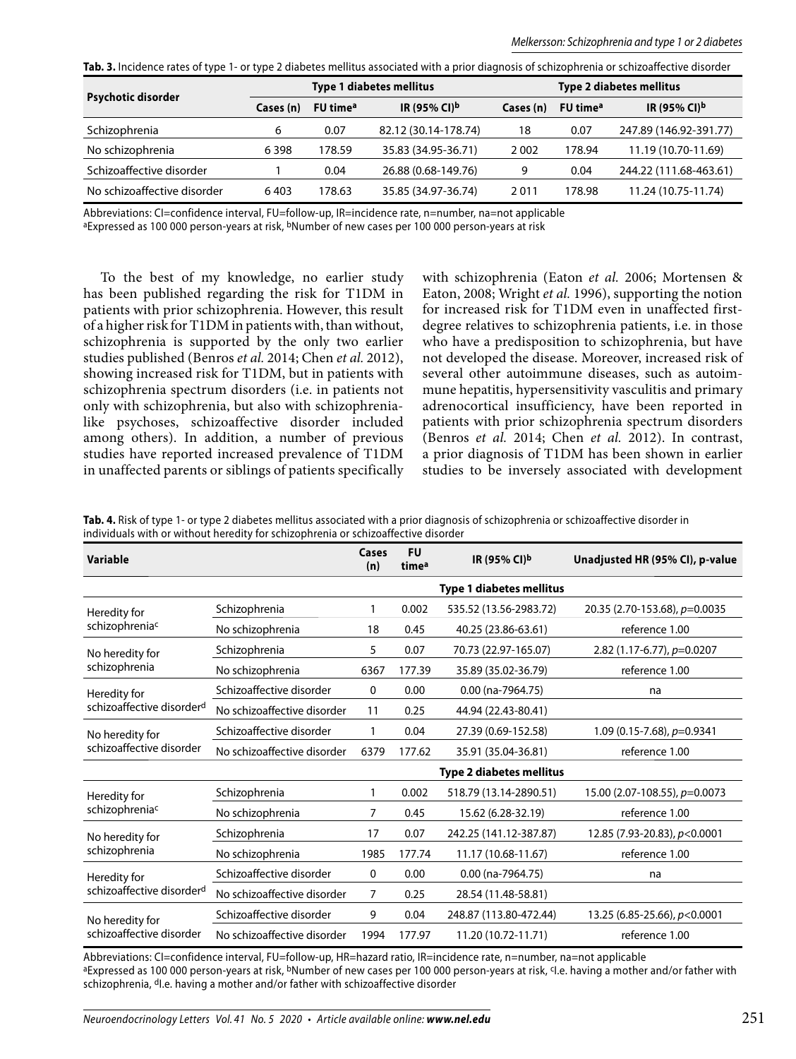**Tab. 3.** Incidence rates of type 1- or type 2 diabetes mellitus associated with a prior diagnosis of schizophrenia or schizoaffective disorder

| Psychotic disorder | Type 1 diabetes mellitus | | | Type 2 diabetes mellitus | | |
|---|---|---|---|---|---|---|
| | Cases (n) | FU time[a] | IR (95% CI)[b] | Cases (n) | FU time[a] | IR (95% CI)[b] |
| Schizophrenia | 6 | 0.07 | 82.12 (30.14-178.74) | 18 | 0.07 | 247.89 (146.92-391.77) |
| No schizophrenia | 6 398 | 178.59 | 35.83 (34.95-36.71) | 2 002 | 178.94 | 11.19 (10.70-11.69) |
| Schizoaffective disorder | 1 | 0.04 | 26.88 (0.68-149.76) | 9 | 0.04 | 244.22 (111.68-463.61) |
| No schizoaffective disorder | 6 403 | 178.63 | 35.85 (34.97-36.74) | 2 011 | 178.98 | 11.24 (10.75-11.74) |

Abbreviations: CI=confidence interval, FU=follow-up, IR=incidence rate, n=number, na=not applicable
[a]Expressed as 100 000 person-years at risk, [b]Number of new cases per 100 000 person-years at risk

To the best of my knowledge, no earlier study has been published regarding the risk for T1DM in patients with prior schizophrenia. However, this result of a higher risk for T1DM in patients with, than without, schizophrenia is supported by the only two earlier studies published (Benros *et al.* 2014; Chen *et al.* 2012), showing increased risk for T1DM, but in patients with schizophrenia spectrum disorders (i.e. in patients not only with schizophrenia, but also with schizophrenia-like psychoses, schizoaffective disorder included among others). In addition, a number of previous studies have reported increased prevalence of T1DM in unaffected parents or siblings of patients specifically with schizophrenia (Eaton *et al.* 2006; Mortensen & Eaton, 2008; Wright *et al.* 1996), supporting the notion for increased risk for T1DM even in unaffected first-degree relatives to schizophrenia patients, i.e. in those who have a predisposition to schizophrenia, but have not developed the disease. Moreover, increased risk of several other autoimmune diseases, such as autoimmune hepatitis, hypersensitivity vasculitis and primary adrenocortical insufficiency, have been reported in patients with prior schizophrenia spectrum disorders (Benros *et al.* 2014; Chen *et al.* 2012). In contrast, a prior diagnosis of T1DM has been shown in earlier studies to be inversely associated with development

**Tab. 4.** Risk of type 1- or type 2 diabetes mellitus associated with a prior diagnosis of schizophrenia or schizoaffective disorder in individuals with or without heredity for schizophrenia or schizoaffective disorder

| Variable | | Cases (n) | FU time[a] | IR (95% CI)[b] | Unadjusted HR (95% CI), p-value |
|---|---|---|---|---|---|
| | | | | **Type 1 diabetes mellitus** | |
| Heredity for schizophrenia[c] | Schizophrenia | 1 | 0.002 | 535.52 (13.56-2983.72) | 20.35 (2.70-153.68), $p$=0.0035 |
| | No schizophrenia | 18 | 0.45 | 40.25 (23.86-63.61) | reference 1.00 |
| No heredity for schizophrenia | Schizophrenia | 5 | 0.07 | 70.73 (22.97-165.07) | 2.82 (1.17-6.77), $p$=0.0207 |
| | No schizophrenia | 6367 | 177.39 | 35.89 (35.02-36.79) | reference 1.00 |
| Heredity for schizoaffective disorder[d] | Schizoaffective disorder | 0 | 0.00 | 0.00 (na-7964.75) | na |
| | No schizoaffective disorder | 11 | 0.25 | 44.94 (22.43-80.41) | |
| No heredity for schizoaffective disorder | Schizoaffective disorder | 1 | 0.04 | 27.39 (0.69-152.58) | 1.09 (0.15-7.68), $p$=0.9341 |
| | No schizoaffective disorder | 6379 | 177.62 | 35.91 (35.04-36.81) | reference 1.00 |
| | | | | **Type 2 diabetes mellitus** | |
| Heredity for schizophrenia[c] | Schizophrenia | 1 | 0.002 | 518.79 (13.14-2890.51) | 15.00 (2.07-108.55), $p$=0.0073 |
| | No schizophrenia | 7 | 0.45 | 15.62 (6.28-32.19) | reference 1.00 |
| No heredity for schizophrenia | Schizophrenia | 17 | 0.07 | 242.25 (141.12-387.87) | 12.85 (7.93-20.83), $p$<0.0001 |
| | No schizophrenia | 1985 | 177.74 | 11.17 (10.68-11.67) | reference 1.00 |
| Heredity for schizoaffective disorder[d] | Schizoaffective disorder | 0 | 0.00 | 0.00 (na-7964.75) | na |
| | No schizoaffective disorder | 7 | 0.25 | 28.54 (11.48-58.81) | |
| No heredity for schizoaffective disorder | Schizoaffective disorder | 9 | 0.04 | 248.87 (113.80-472.44) | 13.25 (6.85-25.66), $p$<0.0001 |
| | No schizoaffective disorder | 1994 | 177.97 | 11.20 (10.72-11.71) | reference 1.00 |

Abbreviations: CI=confidence interval, FU=follow-up, HR=hazard ratio, IR=incidence rate, n=number, na=not applicable
[a]Expressed as 100 000 person-years at risk, [b]Number of new cases per 100 000 person-years at risk, [c]I.e. having a mother and/or father with schizophrenia, [d]I.e. having a mother and/or father with schizoaffective disorder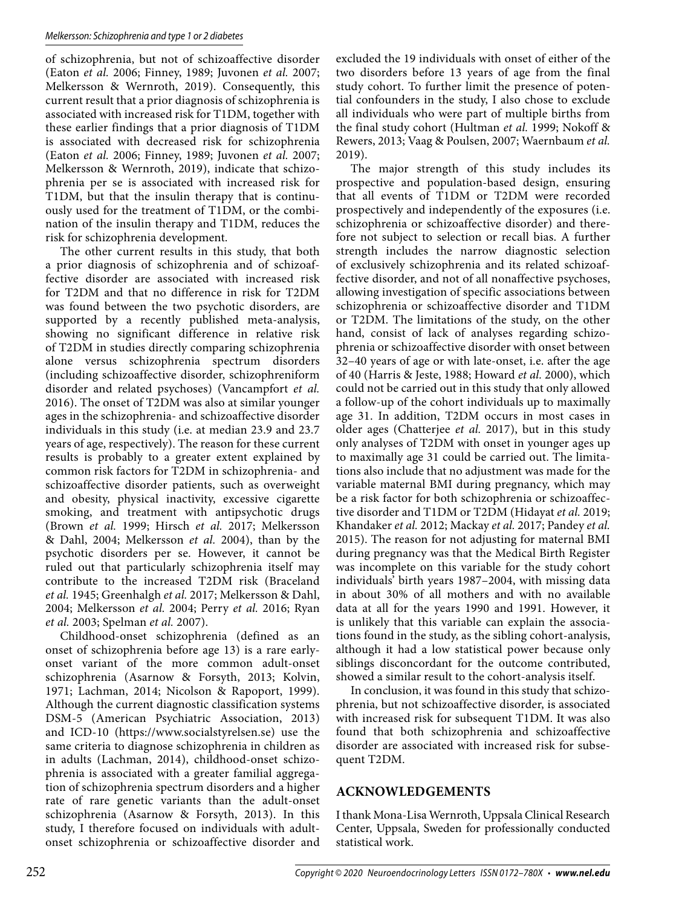of schizophrenia, but not of schizoaffective disorder (Eaton *et al.* 2006; Finney, 1989; Juvonen *et al.* 2007; Melkersson & Wernroth, 2019). Consequently, this current result that a prior diagnosis of schizophrenia is associated with increased risk for T1DM, together with these earlier findings that a prior diagnosis of T1DM is associated with decreased risk for schizophrenia (Eaton *et al.* 2006; Finney, 1989; Juvonen *et al.* 2007; Melkersson & Wernroth, 2019), indicate that schizophrenia per se is associated with increased risk for T1DM, but that the insulin therapy that is continuously used for the treatment of T1DM, or the combination of the insulin therapy and T1DM, reduces the risk for schizophrenia development.

The other current results in this study, that both a prior diagnosis of schizophrenia and of schizoaffective disorder are associated with increased risk for T2DM and that no difference in risk for T2DM was found between the two psychotic disorders, are supported by a recently published meta-analysis, showing no significant difference in relative risk of T2DM in studies directly comparing schizophrenia alone versus schizophrenia spectrum disorders (including schizoaffective disorder, schizophreniform disorder and related psychoses) (Vancampfort *et al.* 2016). The onset of T2DM was also at similar younger ages in the schizophrenia- and schizoaffective disorder individuals in this study (i.e. at median 23.9 and 23.7 years of age, respectively). The reason for these current results is probably to a greater extent explained by common risk factors for T2DM in schizophrenia- and schizoaffective disorder patients, such as overweight and obesity, physical inactivity, excessive cigarette smoking, and treatment with antipsychotic drugs (Brown *et al.* 1999; Hirsch *et al.* 2017; Melkersson & Dahl, 2004; Melkersson *et al.* 2004), than by the psychotic disorders per se. However, it cannot be ruled out that particularly schizophrenia itself may contribute to the increased T2DM risk (Braceland *et al.* 1945; Greenhalgh *et al.* 2017; Melkersson & Dahl, 2004; Melkersson *et al.* 2004; Perry *et al.* 2016; Ryan *et al.* 2003; Spelman *et al.* 2007).

Childhood-onset schizophrenia (defined as an onset of schizophrenia before age 13) is a rare early-onset variant of the more common adult-onset schizophrenia (Asarnow & Forsyth, 2013; Kolvin, 1971; Lachman, 2014; Nicolson & Rapoport, 1999). Although the current diagnostic classification systems DSM-5 (American Psychiatric Association, 2013) and ICD-10 (https://www.socialstyrelsen.se) use the same criteria to diagnose schizophrenia in children as in adults (Lachman, 2014), childhood-onset schizophrenia is associated with a greater familial aggregation of schizophrenia spectrum disorders and a higher rate of rare genetic variants than the adult-onset schizophrenia (Asarnow & Forsyth, 2013). In this study, I therefore focused on individuals with adult-onset schizophrenia or schizoaffective disorder and excluded the 19 individuals with onset of either of the two disorders before 13 years of age from the final study cohort. To further limit the presence of potential confounders in the study, I also chose to exclude all individuals who were part of multiple births from the final study cohort (Hultman *et al.* 1999; Nokoff & Rewers, 2013; Vaag & Poulsen, 2007; Waernbaum *et al.* 2019).

The major strength of this study includes its prospective and population-based design, ensuring that all events of T1DM or T2DM were recorded prospectively and independently of the exposures (i.e. schizophrenia or schizoaffective disorder) and therefore not subject to selection or recall bias. A further strength includes the narrow diagnostic selection of exclusively schizophrenia and its related schizoaffective disorder, and not of all nonaffective psychoses, allowing investigation of specific associations between schizophrenia or schizoaffective disorder and T1DM or T2DM. The limitations of the study, on the other hand, consist of lack of analyses regarding schizophrenia or schizoaffective disorder with onset between 32–40 years of age or with late-onset, i.e. after the age of 40 (Harris & Jeste, 1988; Howard *et al.* 2000), which could not be carried out in this study that only allowed a follow-up of the cohort individuals up to maximally age 31. In addition, T2DM occurs in most cases in older ages (Chatterjee *et al.* 2017), but in this study only analyses of T2DM with onset in younger ages up to maximally age 31 could be carried out. The limitations also include that no adjustment was made for the variable maternal BMI during pregnancy, which may be a risk factor for both schizophrenia or schizoaffective disorder and T1DM or T2DM (Hidayat *et al.* 2019; Khandaker *et al.* 2012; Mackay *et al.* 2017; Pandey *et al.* 2015). The reason for not adjusting for maternal BMI during pregnancy was that the Medical Birth Register was incomplete on this variable for the study cohort individuals' birth years 1987–2004, with missing data in about 30% of all mothers and with no available data at all for the years 1990 and 1991. However, it is unlikely that this variable can explain the associations found in the study, as the sibling cohort-analysis, although it had a low statistical power because only siblings disconcordant for the outcome contributed, showed a similar result to the cohort-analysis itself.

In conclusion, it was found in this study that schizophrenia, but not schizoaffective disorder, is associated with increased risk for subsequent T1DM. It was also found that both schizophrenia and schizoaffective disorder are associated with increased risk for subsequent T2DM.

## ACKNOWLEDGEMENTS

I thank Mona-Lisa Wernroth, Uppsala Clinical Research Center, Uppsala, Sweden for professionally conducted statistical work.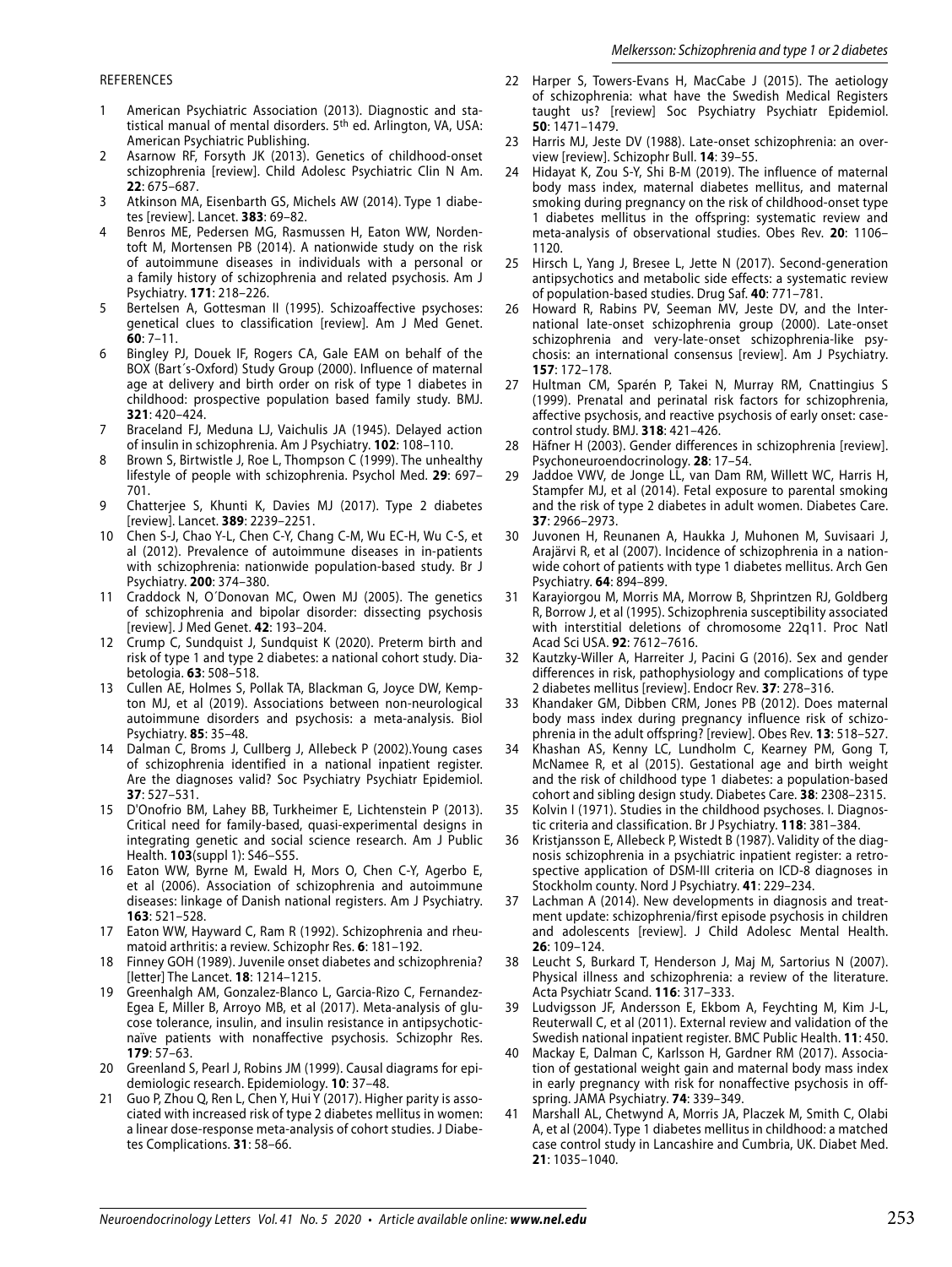REFERENCES

1. American Psychiatric Association (2013). Diagnostic and statistical manual of mental disorders. 5th ed. Arlington, VA, USA: American Psychiatric Publishing.
2. Asarnow RF, Forsyth JK (2013). Genetics of childhood-onset schizophrenia [review]. Child Adolesc Psychiatric Clin N Am. **22**: 675–687.
3. Atkinson MA, Eisenbarth GS, Michels AW (2014). Type 1 diabetes [review]. Lancet. **383**: 69–82.
4. Benros ME, Pedersen MG, Rasmussen H, Eaton WW, Nordentoft M, Mortensen PB (2014). A nationwide study on the risk of autoimmune diseases in individuals with a personal or a family history of schizophrenia and related psychosis. Am J Psychiatry. **171**: 218–226.
5. Bertelsen A, Gottesman II (1995). Schizoaffective psychoses: genetical clues to classification [review]. Am J Med Genet. **60**: 7–11.
6. Bingley PJ, Douek IF, Rogers CA, Gale EAM on behalf of the BOX (Bart´s-Oxford) Study Group (2000). Influence of maternal age at delivery and birth order on risk of type 1 diabetes in childhood: prospective population based family study. BMJ. **321**: 420–424.
7. Braceland FJ, Meduna LJ, Vaichulis JA (1945). Delayed action of insulin in schizophrenia. Am J Psychiatry. **102**: 108–110.
8. Brown S, Birtwistle J, Roe L, Thompson C (1999). The unhealthy lifestyle of people with schizophrenia. Psychol Med. **29**: 697–701.
9. Chatterjee S, Khunti K, Davies MJ (2017). Type 2 diabetes [review]. Lancet. **389**: 2239–2251.
10. Chen S-J, Chao Y-L, Chen C-Y, Chang C-M, Wu EC-H, Wu C-S, et al (2012). Prevalence of autoimmune diseases in in-patients with schizophrenia: nationwide population-based study. Br J Psychiatry. **200**: 374–380.
11. Craddock N, O´Donovan MC, Owen MJ (2005). The genetics of schizophrenia and bipolar disorder: dissecting psychosis [review]. J Med Genet. **42**: 193–204.
12. Crump C, Sundquist J, Sundquist K (2020). Preterm birth and risk of type 1 and type 2 diabetes: a national cohort study. Diabetologia. **63**: 508–518.
13. Cullen AE, Holmes S, Pollak TA, Blackman G, Joyce DW, Kempton MJ, et al (2019). Associations between non-neurological autoimmune disorders and psychosis: a meta-analysis. Biol Psychiatry. **85**: 35–48.
14. Dalman C, Broms J, Cullberg J, Allebeck P (2002).Young cases of schizophrenia identified in a national inpatient register. Are the diagnoses valid? Soc Psychiatry Psychiatr Epidemiol. **37**: 527–531.
15. D'Onofrio BM, Lahey BB, Turkheimer E, Lichtenstein P (2013). Critical need for family-based, quasi-experimental designs in integrating genetic and social science research. Am J Public Health. **103**(suppl 1): S46–S55.
16. Eaton WW, Byrne M, Ewald H, Mors O, Chen C-Y, Agerbo E, et al (2006). Association of schizophrenia and autoimmune diseases: linkage of Danish national registers. Am J Psychiatry. **163**: 521–528.
17. Eaton WW, Hayward C, Ram R (1992). Schizophrenia and rheumatoid arthritis: a review. Schizophr Res. **6**: 181–192.
18. Finney GOH (1989). Juvenile onset diabetes and schizophrenia? [letter] The Lancet. **18**: 1214–1215.
19. Greenhalgh AM, Gonzalez-Blanco L, Garcia-Rizo C, Fernandez-Egea E, Miller B, Arroyo MB, et al (2017). Meta-analysis of glucose tolerance, insulin, and insulin resistance in antipsychotic-naïve patients with nonaffective psychosis. Schizophr Res. **179**: 57–63.
20. Greenland S, Pearl J, Robins JM (1999). Causal diagrams for epidemiologic research. Epidemiology. **10**: 37–48.
21. Guo P, Zhou Q, Ren L, Chen Y, Hui Y (2017). Higher parity is associated with increased risk of type 2 diabetes mellitus in women: a linear dose-response meta-analysis of cohort studies. J Diabetes Complications. **31**: 58–66.
22. Harper S, Towers-Evans H, MacCabe J (2015). The aetiology of schizophrenia: what have the Swedish Medical Registers taught us? [review] Soc Psychiatry Psychiatr Epidemiol. **50**: 1471–1479.
23. Harris MJ, Jeste DV (1988). Late-onset schizophrenia: an overview [review]. Schizophr Bull. **14**: 39–55.
24. Hidayat K, Zou S-Y, Shi B-M (2019). The influence of maternal body mass index, maternal diabetes mellitus, and maternal smoking during pregnancy on the risk of childhood-onset type 1 diabetes mellitus in the offspring: systematic review and meta-analysis of observational studies. Obes Rev. **20**: 1106–1120.
25. Hirsch L, Yang J, Bresee L, Jette N (2017). Second-generation antipsychotics and metabolic side effects: a systematic review of population-based studies. Drug Saf. **40**: 771–781.
26. Howard R, Rabins PV, Seeman MV, Jeste DV, and the International late-onset schizophrenia group (2000). Late-onset schizophrenia and very-late-onset schizophrenia-like psychosis: an international consensus [review]. Am J Psychiatry. **157**: 172–178.
27. Hultman CM, Sparén P, Takei N, Murray RM, Cnattingius S (1999). Prenatal and perinatal risk factors for schizophrenia, affective psychosis, and reactive psychosis of early onset: case-control study. BMJ. **318**: 421–426.
28. Häfner H (2003). Gender differences in schizophrenia [review]. Psychoneuroendocrinology. **28**: 17–54.
29. Jaddoe VWV, de Jonge LL, van Dam RM, Willett WC, Harris H, Stampfer MJ, et al (2014). Fetal exposure to parental smoking and the risk of type 2 diabetes in adult women. Diabetes Care. **37**: 2966–2973.
30. Juvonen H, Reunanen A, Haukka J, Muhonen M, Suvisaari J, Arajärvi R, et al (2007). Incidence of schizophrenia in a nationwide cohort of patients with type 1 diabetes mellitus. Arch Gen Psychiatry. **64**: 894–899.
31. Karayiorgou M, Morris MA, Morrow B, Shprintzen RJ, Goldberg R, Borrow J, et al (1995). Schizophrenia susceptibility associated with interstitial deletions of chromosome 22q11. Proc Natl Acad Sci USA. **92**: 7612–7616.
32. Kautzky-Willer A, Harreiter J, Pacini G (2016). Sex and gender differences in risk, pathophysiology and complications of type 2 diabetes mellitus [review]. Endocr Rev. **37**: 278–316.
33. Khandaker GM, Dibben CRM, Jones PB (2012). Does maternal body mass index during pregnancy influence risk of schizophrenia in the adult offspring? [review]. Obes Rev. **13**: 518–527.
34. Khashan AS, Kenny LC, Lundholm C, Kearney PM, Gong T, McNamee R, et al (2015). Gestational age and birth weight and the risk of childhood type 1 diabetes: a population-based cohort and sibling design study. Diabetes Care. **38**: 2308–2315.
35. Kolvin I (1971). Studies in the childhood psychoses. I. Diagnostic criteria and classification. Br J Psychiatry. **118**: 381–384.
36. Kristjansson E, Allebeck P, Wistedt B (1987). Validity of the diagnosis schizophrenia in a psychiatric inpatient register: a retrospective application of DSM-III criteria on ICD-8 diagnoses in Stockholm county. Nord J Psychiatry. **41**: 229–234.
37. Lachman A (2014). New developments in diagnosis and treatment update: schizophrenia/first episode psychosis in children and adolescents [review]. J Child Adolesc Mental Health. **26**: 109–124.
38. Leucht S, Burkard T, Henderson J, Maj M, Sartorius N (2007). Physical illness and schizophrenia: a review of the literature. Acta Psychiatr Scand. **116**: 317–333.
39. Ludvigsson JF, Andersson E, Ekbom A, Feychting M, Kim J-L, Reuterwall C, et al (2011). External review and validation of the Swedish national inpatient register. BMC Public Health. **11**: 450.
40. Mackay E, Dalman C, Karlsson H, Gardner RM (2017). Association of gestational weight gain and maternal body mass index in early pregnancy with risk for nonaffective psychosis in offspring. JAMA Psychiatry. **74**: 339–349.
41. Marshall AL, Chetwynd A, Morris JA, Placzek M, Smith C, Olabi A, et al (2004). Type 1 diabetes mellitus in childhood: a matched case control study in Lancashire and Cumbria, UK. Diabet Med. **21**: 1035–1040.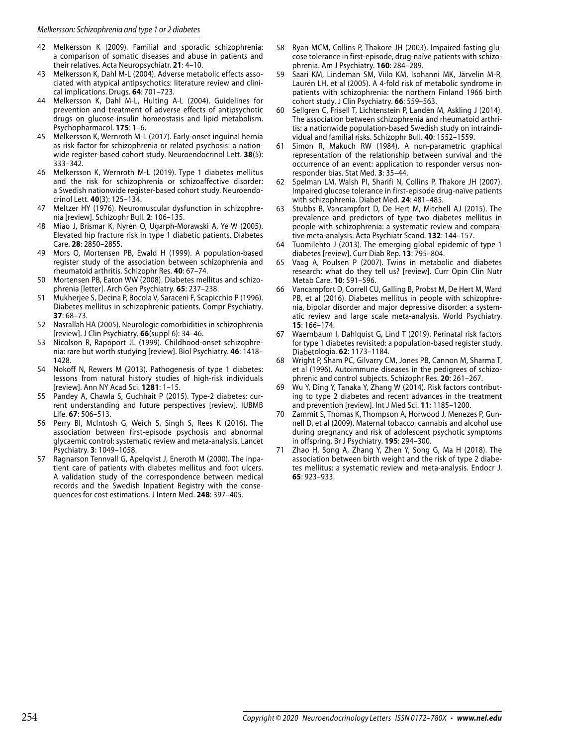42 Melkersson K (2009). Familial and sporadic schizophrenia: a comparison of somatic diseases and abuse in patients and their relatives. Acta Neuropsychiatr. **21**: 4–10.

43 Melkersson K, Dahl M-L (2004). Adverse metabolic effects associated with atypical antipsychotics: literature review and clinical implications. Drugs. **64**: 701–723.

44 Melkersson K, Dahl M-L, Hulting A-L (2004). Guidelines for prevention and treatment of adverse effects of antipsychotic drugs on glucose-insulin homeostasis and lipid metabolism. Psychopharmacol. **175**: 1–6.

45 Melkersson K, Wernroth M-L (2017). Early-onset inguinal hernia as risk factor for schizophrenia or related psychosis: a nationwide register-based cohort study. Neuroendocrinol Lett. **38**(5): 333–342.

46 Melkersson K, Wernroth M-L (2019). Type 1 diabetes mellitus and the risk for schizophrenia or schizoaffective disorder: a Swedish nationwide register-based cohort study. Neuroendocrinol Lett. **40**(3): 125–134.

47 Meltzer HY (1976). Neuromuscular dysfunction in schizophrenia [review]. Schizophr Bull. **2**: 106–135.

48 Miao J, Brismar K, Nyrén O, Ugarph-Morawski A, Ye W (2005). Elevated hip fracture risk in type 1 diabetic patients. Diabetes Care. **28**: 2850–2855.

49 Mors O, Mortensen PB, Ewald H (1999). A population-based register study of the association between schizophrenia and rheumatoid arthritis. Schizophr Res. **40**: 67–74.

50 Mortensen PB, Eaton WW (2008). Diabetes mellitus and schizophrenia [letter]. Arch Gen Psychiatry. **65**: 237–238.

51 Mukherjee S, Decina P, Bocola V, Saraceni F, Scapicchio P (1996). Diabetes mellitus in schizophrenic patients. Compr Psychiatry. **37**: 68–73.

52 Nasrallah HA (2005). Neurologic comorbidities in schizophrenia [review]. J Clin Psychiatry. **66**(suppl 6): 34–46.

53 Nicolson R, Rapoport JL (1999). Childhood-onset schizophrenia: rare but worth studying [review]. Biol Psychiatry. **46**: 1418–1428.

54 Nokoff N, Rewers M (2013). Pathogenesis of type 1 diabetes: lessons from natural history studies of high-risk individuals [review]. Ann NY Acad Sci. **1281**: 1–15.

55 Pandey A, Chawla S, Guchhait P (2015). Type-2 diabetes: current understanding and future perspectives [review]. IUBMB Life. **67**: 506–513.

56 Perry BI, McIntosh G, Weich S, Singh S, Rees K (2016). The association between first-episode psychosis and abnormal glycaemic control: systematic review and meta-analysis. Lancet Psychiatry. **3**: 1049–1058.

57 Ragnarson Tennvall G, Apelqvist J, Eneroth M (2000). The inpatient care of patients with diabetes mellitus and foot ulcers. A validation study of the correspondence between medical records and the Swedish Inpatient Registry with the consequences for cost estimations. J Intern Med. **248**: 397–405.

58 Ryan MCM, Collins P, Thakore JH (2003). Impaired fasting glucose tolerance in first-episode, drug-naïve patients with schizophrenia. Am J Psychiatry. **160**: 284–289.

59 Saari KM, Lindeman SM, Viilo KM, Isohanni MK, Järvelin M-R, Laurén LH, et al (2005). A 4-fold risk of metabolic syndrome in patients with schizophrenia: the northern Finland 1966 birth cohort study. J Clin Psychiatry. **66**: 559–563.

60 Sellgren C, Frisell T, Lichtenstein P, Landèn M, Askling J (2014). The association between schizophrenia and rheumatoid arthritis: a nationwide population-based Swedish study on intraindividual and familial risks. Schizophr Bull. **40**: 1552–1559.

61 Simon R, Makuch RW (1984). A non-parametric graphical representation of the relationship between survival and the occurrence of an event: application to responder versus non-responder bias. Stat Med. **3**: 35–44.

62 Spelman LM, Walsh PI, Sharifi N, Collins P, Thakore JH (2007). Impaired glucose tolerance in first-episode drug-naïve patients with schizophrenia. Diabet Med. **24**: 481–485.

63 Stubbs B, Vancampfort D, De Hert M, Mitchell AJ (2015). The prevalence and predictors of type two diabetes mellitus in people with schizophrenia: a systematic review and comparative meta-analysis. Acta Psychiatr Scand. **132**: 144–157.

64 Tuomilehto J (2013). The emerging global epidemic of type 1 diabetes [review]. Curr Diab Rep. **13**: 795–804.

65 Vaag A, Poulsen P (2007). Twins in metabolic and diabetes research: what do they tell us? [review]. Curr Opin Clin Nutr Metab Care. **10**: 591–596.

66 Vancampfort D, Correll CU, Galling B, Probst M, De Hert M, Ward PB, et al (2016). Diabetes mellitus in people with schizophrenia, bipolar disorder and major depressive disorder: a systematic review and large scale meta-analysis. World Psychiatry. **15**: 166–174.

67 Waernbaum I, Dahlquist G, Lind T (2019). Perinatal risk factors for type 1 diabetes revisited: a population-based register study. Diabetologia. **62**: 1173–1184.

68 Wright P, Sham PC, Gilvarry CM, Jones PB, Cannon M, Sharma T, et al (1996). Autoimmune diseases in the pedigrees of schizophrenic and control subjects. Schizophr Res. **20**: 261–267.

69 Wu Y, Ding Y, Tanaka Y, Zhang W (2014). Risk factors contributing to type 2 diabetes and recent advances in the treatment and prevention [review]. Int J Med Sci. **11**: 1185–1200.

70 Zammit S, Thomas K, Thompson A, Horwood J, Menezes P, Gunnell D, et al (2009). Maternal tobacco, cannabis and alcohol use during pregnancy and risk of adolescent psychotic symptoms in offspring. Br J Psychiatry. **195**: 294–300.

71 Zhao H, Song A, Zhang Y, Zhen Y, Song G, Ma H (2018). The association between birth weight and the risk of type 2 diabetes mellitus: a systematic review and meta-analysis. Endocr J. **65**: 923–933.